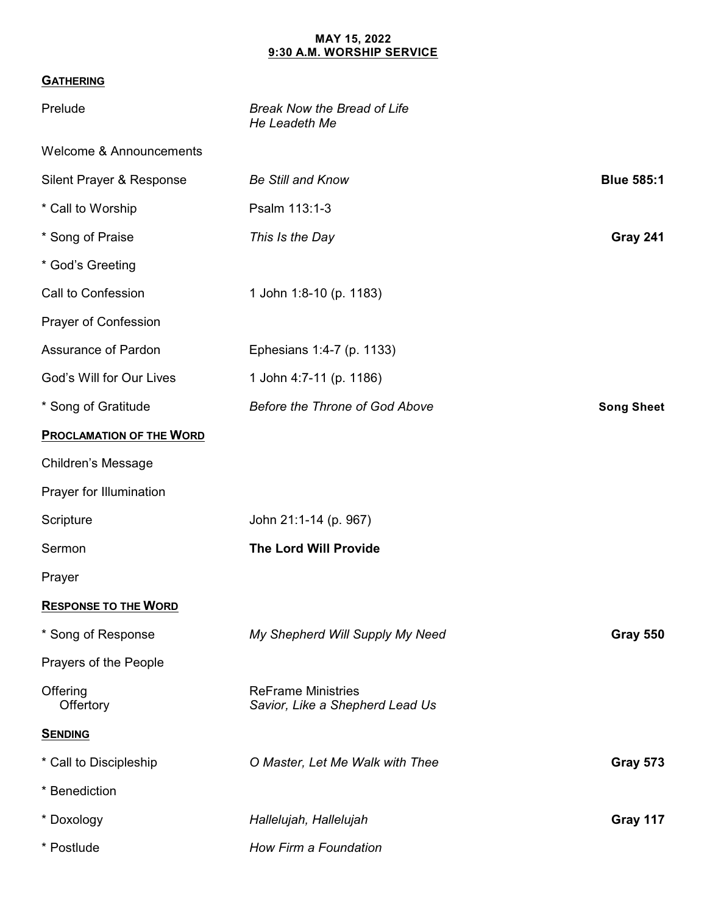**MAY 15, 2022**
**9:30 A.M. WORKSHIP SERVICE**

## GATHERING

| | | |
|---|---|---|
| Prelude | *Break Now the Bread of Life*<br>*He Leadeth Me* | |
| Welcome & Announcements | | |
| Silent Prayer & Response | *Be Still and Know* | **Blue 585:1** |
| * Call to Worship | Psalm 113:1-3 | |
| * Song of Praise | *This Is the Day* | **Gray 241** |
| * God's Greeting | | |
| Call to Confession | 1 John 1:8-10 (p. 1183) | |
| Prayer of Confession | | |
| Assurance of Pardon | Ephesians 1:4-7 (p. 1133) | |
| God's Will for Our Lives | 1 John 4:7-11 (p. 1186) | |
| * Song of Gratitude | *Before the Throne of God Above* | **Song Sheet** |

## PROCLAMATION OF THE WORD

| | | |
|---|---|---|
| Children's Message | | |
| Prayer for Illumination | | |
| Scripture | John 21:1-14 (p. 967) | |
| Sermon | **The Lord Will Provide** | |
| Prayer | | |

## RESPONSE TO THE WORD

| | | |
|---|---|---|
| * Song of Response | *My Shepherd Will Supply My Need* | **Gray 550** |
| Prayers of the People | | |
| Offering<br>Offertory | ReFrame Ministries<br>*Savior, Like a Shepherd Lead Us* | |

## SENDING

| | | |
|---|---|---|
| * Call to Discipleship | *O Master, Let Me Walk with Thee* | **Gray 573** |
| * Benediction | | |
| * Doxology | *Hallelujah, Hallelujah* | **Gray 117** |
| * Postlude | *How Firm a Foundation* | |

**MAY 15, 2022**
**9:30 A.M. WORSHIP SERVICE**

## GATHERING

| | | |
|---|---|---|
| Prelude | *Break Now the Bread of Life*<br>*He Leadeth Me* | |
| Welcome & Announcements | | |
| Silent Prayer & Response | *Be Still and Know* | **Blue 585:1** |
| * Call to Worship | Psalm 113:1-3 | |
| * Song of Praise | *This Is the Day* | **Gray 241** |
| * God's Greeting | | |
| Call to Confession | 1 John 1:8-10 (p. 1183) | |
| Prayer of Confession | | |
| Assurance of Pardon | Ephesians 1:4-7 (p. 1133) | |
| God's Will for Our Lives | 1 John 4:7-11 (p. 1186) | |
| * Song of Gratitude | *Before the Throne of God Above* | **Song Sheet** |

## PROCLAMATION OF THE WORD

| | | |
|---|---|---|
| Children's Message | | |
| Prayer for Illumination | | |
| Scripture | John 21:1-14 (p. 967) | |
| Sermon | **The Lord Will Provide** | |
| Prayer | | |

## RESPONSE TO THE WORD

| | | |
|---|---|---|
| * Song of Response | *My Shepherd Will Supply My Need* | **Gray 550** |
| Prayers of the People | | |
| Offering<br>Offertory | ReFrame Ministries<br>*Savior, Like a Shepherd Lead Us* | |

## SENDING

| | | |
|---|---|---|
| * Call to Discipleship | *O Master, Let Me Walk with Thee* | **Gray 573** |
| * Benediction | | |
| * Doxology | *Hallelujah, Hallelujah* | **Gray 117** |
| * Postlude | *How Firm a Foundation* | |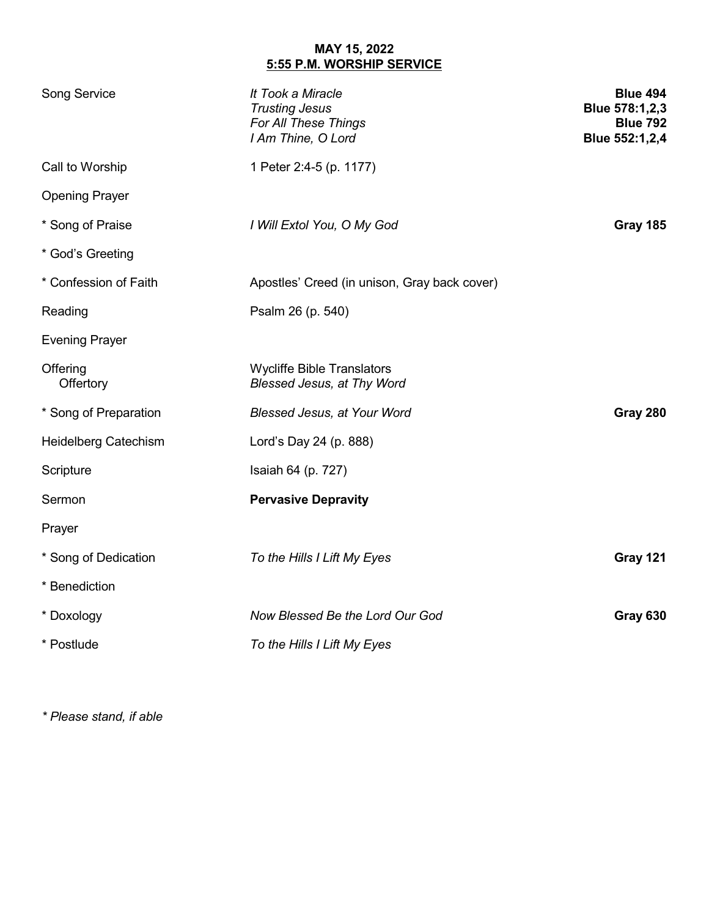**MAY 15, 2022**
**5:55 P.M. WORSHIP SERVICE**

| | | |
|---|---|---|
| Song Service | *It Took a Miracle* | **Blue 494** |
| | *Trusting Jesus* | **Blue 578:1,2,3** |
| | *For All These Things* | **Blue 792** |
| | *I Am Thine, O Lord* | **Blue 552:1,2,4** |
| Call to Worship | 1 Peter 2:4-5 (p. 1177) | |
| Opening Prayer | | |
| * Song of Praise | *I Will Extol You, O My God* | **Gray 185** |
| * God's Greeting | | |
| * Confession of Faith | Apostles' Creed (in unison, Gray back cover) | |
| Reading | Psalm 26 (p. 540) | |
| Evening Prayer | | |
| Offering | Wycliffe Bible Translators | |
| Offertory | *Blessed Jesus, at Thy Word* | |
| * Song of Preparation | *Blessed Jesus, at Your Word* | **Gray 280** |
| Heidelberg Catechism | Lord's Day 24 (p. 888) | |
| Scripture | Isaiah 64 (p. 727) | |
| Sermon | **Pervasive Depravity** | |
| Prayer | | |
| * Song of Dedication | *To the Hills I Lift My Eyes* | **Gray 121** |
| * Benediction | | |
| * Doxology | *Now Blessed Be the Lord Our God* | **Gray 630** |
| * Postlude | *To the Hills I Lift My Eyes* | |

*\* Please stand, if able*